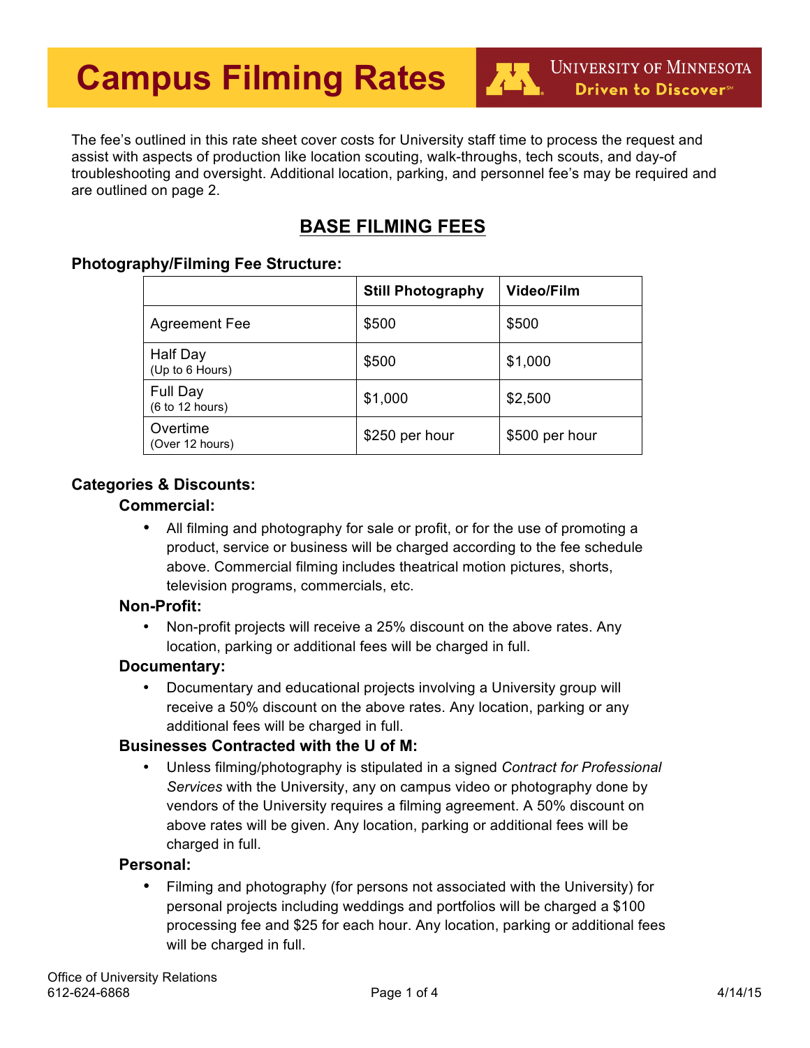# Campus Filming Rates

University of Minnesota
Driven to Discover℠

The fee's outlined in this rate sheet cover costs for University staff time to process the request and assist with aspects of production like location scouting, walk-throughs, tech scouts, and day-of troubleshooting and oversight. Additional location, parking, and personnel fee's may be required and are outlined on page 2.

## BASE FILMING FEES

### Photography/Filming Fee Structure:

| | Still Photography | Video/Film |
|---|---|---|
| Agreement Fee | $500 | $500 |
| Half Day (Up to 6 Hours) | $500 | $1,000 |
| Full Day (6 to 12 hours) | $1,000 | $2,500 |
| Overtime (Over 12 hours) | $250 per hour | $500 per hour |

### Categories & Discounts:

#### Commercial:

- All filming and photography for sale or profit, or for the use of promoting a product, service or business will be charged according to the fee schedule above. Commercial filming includes theatrical motion pictures, shorts, television programs, commercials, etc.

#### Non-Profit:

- Non-profit projects will receive a 25% discount on the above rates. Any location, parking or additional fees will be charged in full.

#### Documentary:

- Documentary and educational projects involving a University group will receive a 50% discount on the above rates. Any location, parking or any additional fees will be charged in full.

#### Businesses Contracted with the U of M:

- Unless filming/photography is stipulated in a signed *Contract for Professional Services* with the University, any on campus video or photography done by vendors of the University requires a filming agreement. A 50% discount on above rates will be given. Any location, parking or additional fees will be charged in full.

#### Personal:

- Filming and photography (for persons not associated with the University) for personal projects including weddings and portfolios will be charged a $100 processing fee and $25 for each hour. Any location, parking or additional fees will be charged in full.

Office of University Relations
612-624-6868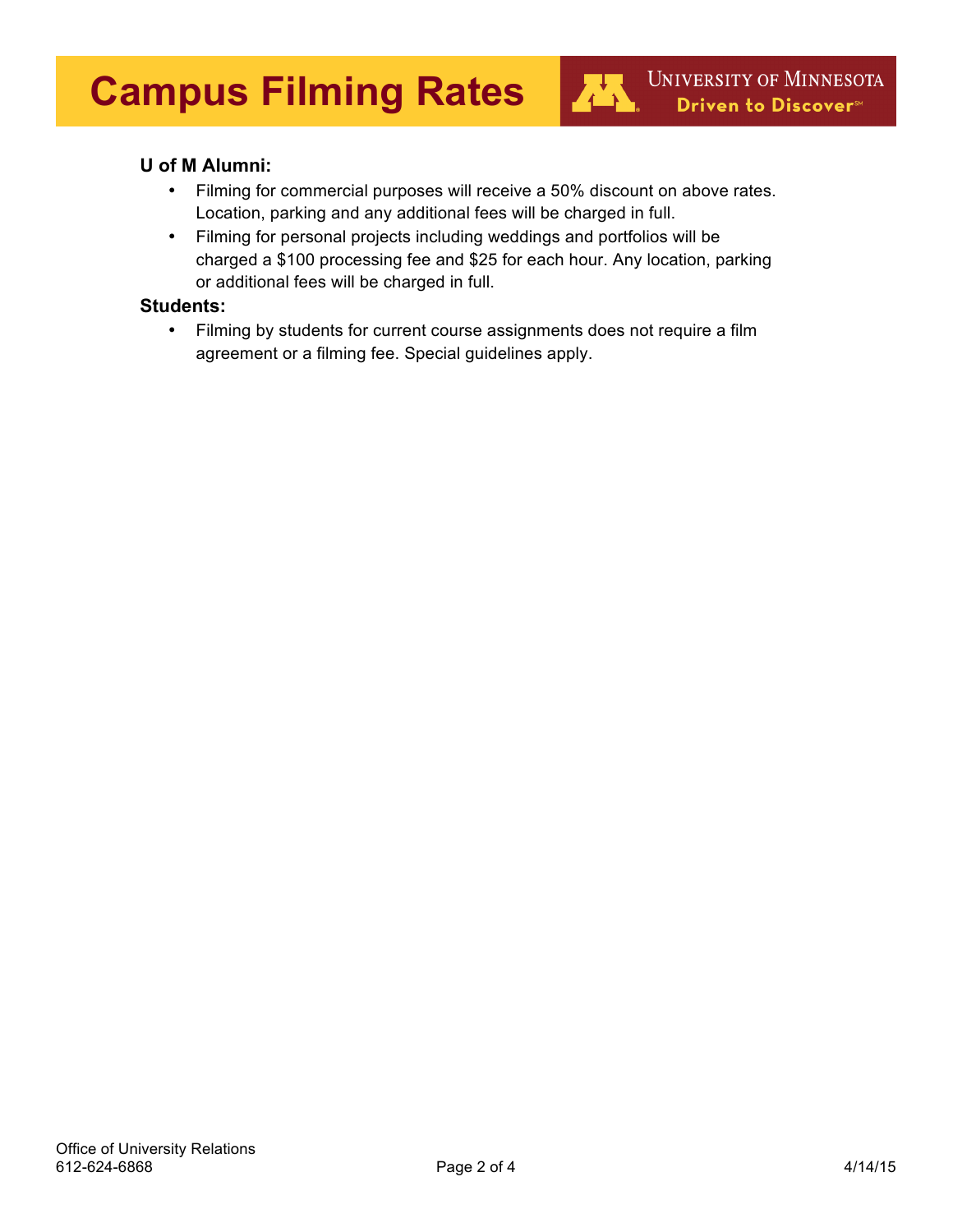**U of M Alumni:**

- Filming for commercial purposes will receive a 50% discount on above rates. Location, parking and any additional fees will be charged in full.
- Filming for personal projects including weddings and portfolios will be charged a $100 processing fee and $25 for each hour. Any location, parking or additional fees will be charged in full.

**Students:**

- Filming by students for current course assignments does not require a film agreement or a filming fee. Special guidelines apply.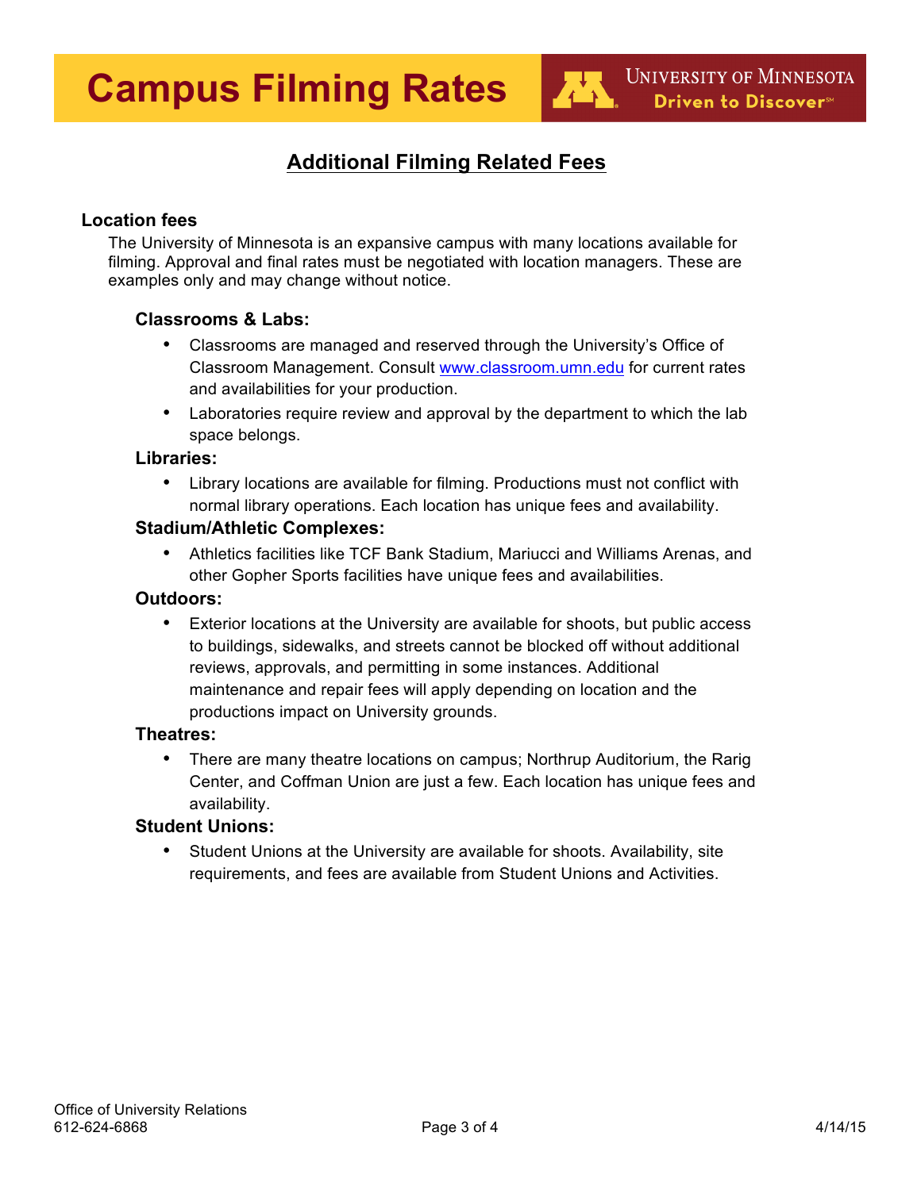## Additional Filming Related Fees

### Location fees

The University of Minnesota is an expansive campus with many locations available for filming. Approval and final rates must be negotiated with location managers. These are examples only and may change without notice.

#### Classrooms & Labs:

- Classrooms are managed and reserved through the University's Office of Classroom Management. Consult [www.classroom.umn.edu](http://www.classroom.umn.edu) for current rates and availabilities for your production.
- Laboratories require review and approval by the department to which the lab space belongs.

#### Libraries:

- Library locations are available for filming. Productions must not conflict with normal library operations. Each location has unique fees and availability.

#### Stadium/Athletic Complexes:

- Athletics facilities like TCF Bank Stadium, Mariucci and Williams Arenas, and other Gopher Sports facilities have unique fees and availabilities.

#### Outdoors:

- Exterior locations at the University are available for shoots, but public access to buildings, sidewalks, and streets cannot be blocked off without additional reviews, approvals, and permitting in some instances. Additional maintenance and repair fees will apply depending on location and the productions impact on University grounds.

#### Theatres:

- There are many theatre locations on campus; Northrup Auditorium, the Rarig Center, and Coffman Union are just a few. Each location has unique fees and availability.

#### Student Unions:

- Student Unions at the University are available for shoots. Availability, site requirements, and fees are available from Student Unions and Activities.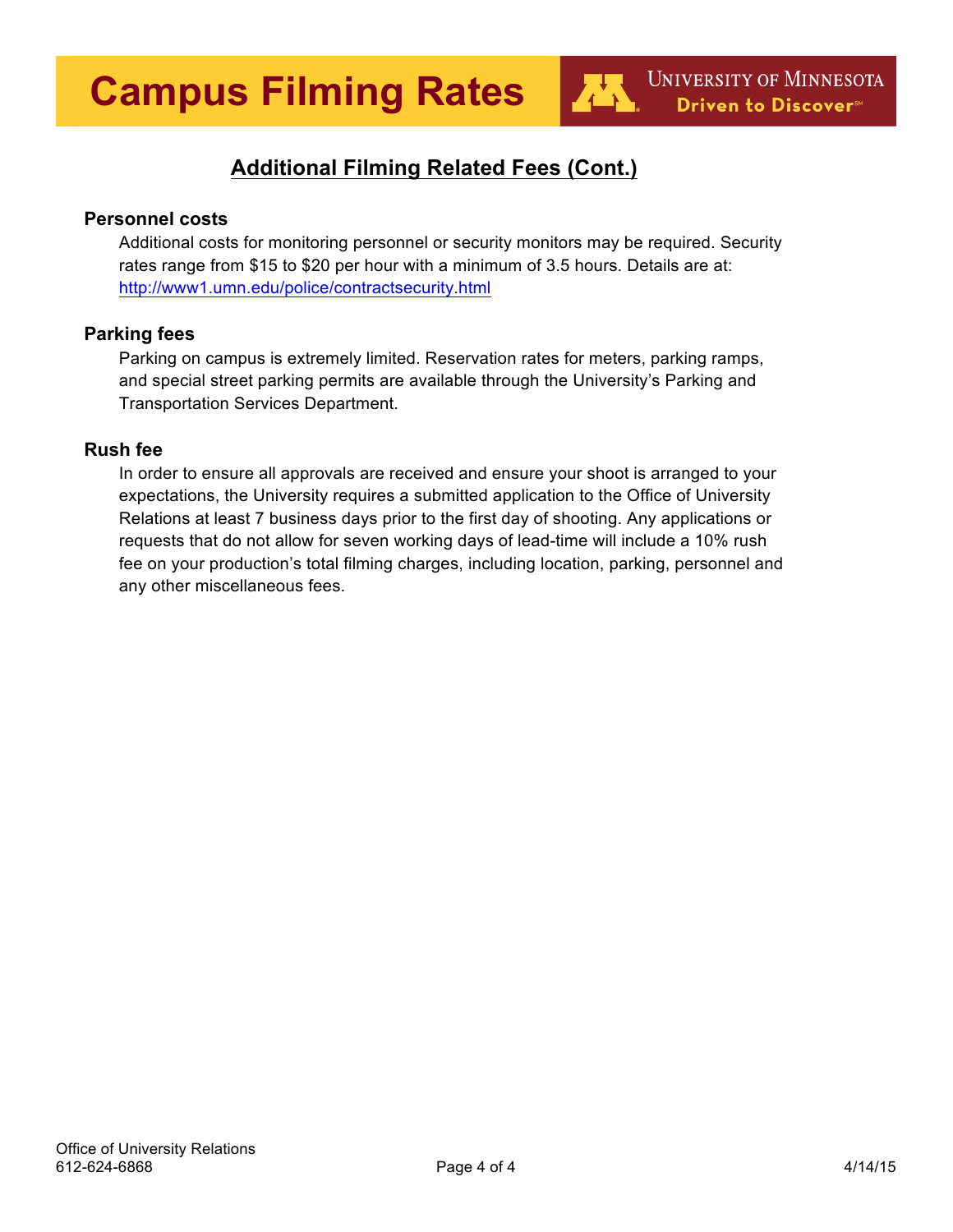## Additional Filming Related Fees (Cont.)

### Personnel costs

Additional costs for monitoring personnel or security monitors may be required. Security rates range from $15 to $20 per hour with a minimum of 3.5 hours. Details are at: http://www1.umn.edu/police/contractsecurity.html

### Parking fees

Parking on campus is extremely limited. Reservation rates for meters, parking ramps, and special street parking permits are available through the University's Parking and Transportation Services Department.

### Rush fee

In order to ensure all approvals are received and ensure your shoot is arranged to your expectations, the University requires a submitted application to the Office of University Relations at least 7 business days prior to the first day of shooting. Any applications or requests that do not allow for seven working days of lead-time will include a 10% rush fee on your production's total filming charges, including location, parking, personnel and any other miscellaneous fees.